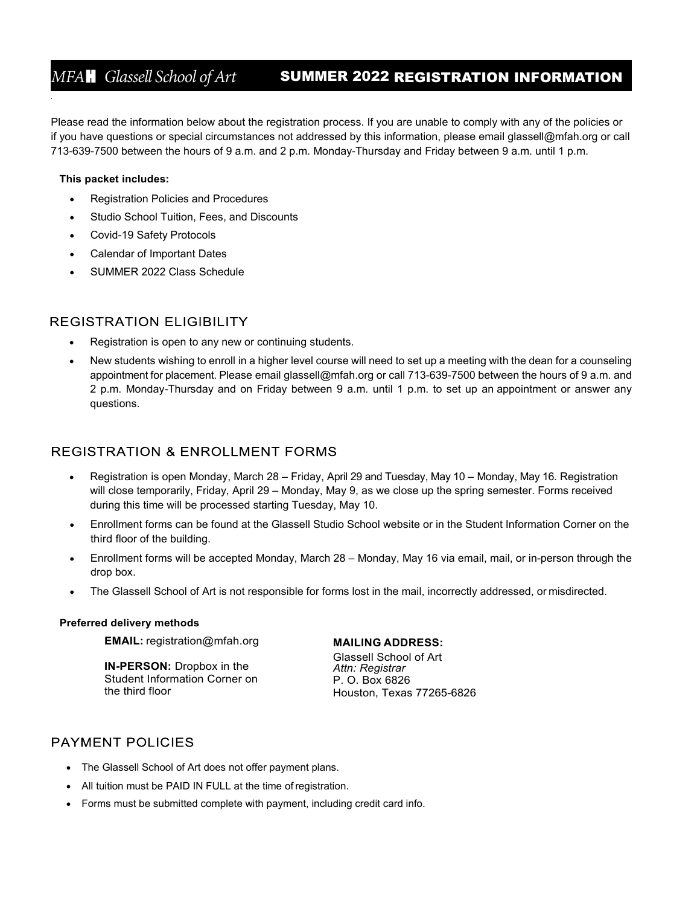# MFAH Glassell School of Art — SUMMER 2022 REGISTRATION INFORMATION

Please read the information below about the registration process. If you are unable to comply with any of the policies or if you have questions or special circumstances not addressed by this information, please email glassell@mfah.org or call 713-639-7500 between the hours of 9 a.m. and 2 p.m. Monday-Thursday and Friday between 9 a.m. until 1 p.m.

**This packet includes:**

- Registration Policies and Procedures
- Studio School Tuition, Fees, and Discounts
- Covid-19 Safety Protocols
- Calendar of Important Dates
- SUMMER 2022 Class Schedule

## REGISTRATION ELIGIBILITY

- Registration is open to any new or continuing students.
- New students wishing to enroll in a higher level course will need to set up a meeting with the dean for a counseling appointment for placement. Please email glassell@mfah.org or call 713-639-7500 between the hours of 9 a.m. and 2 p.m. Monday-Thursday and on Friday between 9 a.m. until 1 p.m. to set up an appointment or answer any questions.

## REGISTRATION & ENROLLMENT FORMS

- Registration is open Monday, March 28 – Friday, April 29 and Tuesday, May 10 – Monday, May 16. Registration will close temporarily, Friday, April 29 – Monday, May 9, as we close up the spring semester. Forms received during this time will be processed starting Tuesday, May 10.
- Enrollment forms can be found at the Glassell Studio School website or in the Student Information Corner on the third floor of the building.
- Enrollment forms will be accepted Monday, March 28 – Monday, May 16 via email, mail, or in-person through the drop box.
- The Glassell School of Art is not responsible for forms lost in the mail, incorrectly addressed, or misdirected.

**Preferred delivery methods**

**EMAIL:** registration@mfah.org

**IN-PERSON:** Dropbox in the Student Information Corner on the third floor

**MAILING ADDRESS:**
Glassell School of Art
*Attn: Registrar*
P. O. Box 6826
Houston, Texas 77265-6826

## PAYMENT POLICIES

- The Glassell School of Art does not offer payment plans.
- All tuition must be PAID IN FULL at the time of registration.
- Forms must be submitted complete with payment, including credit card info.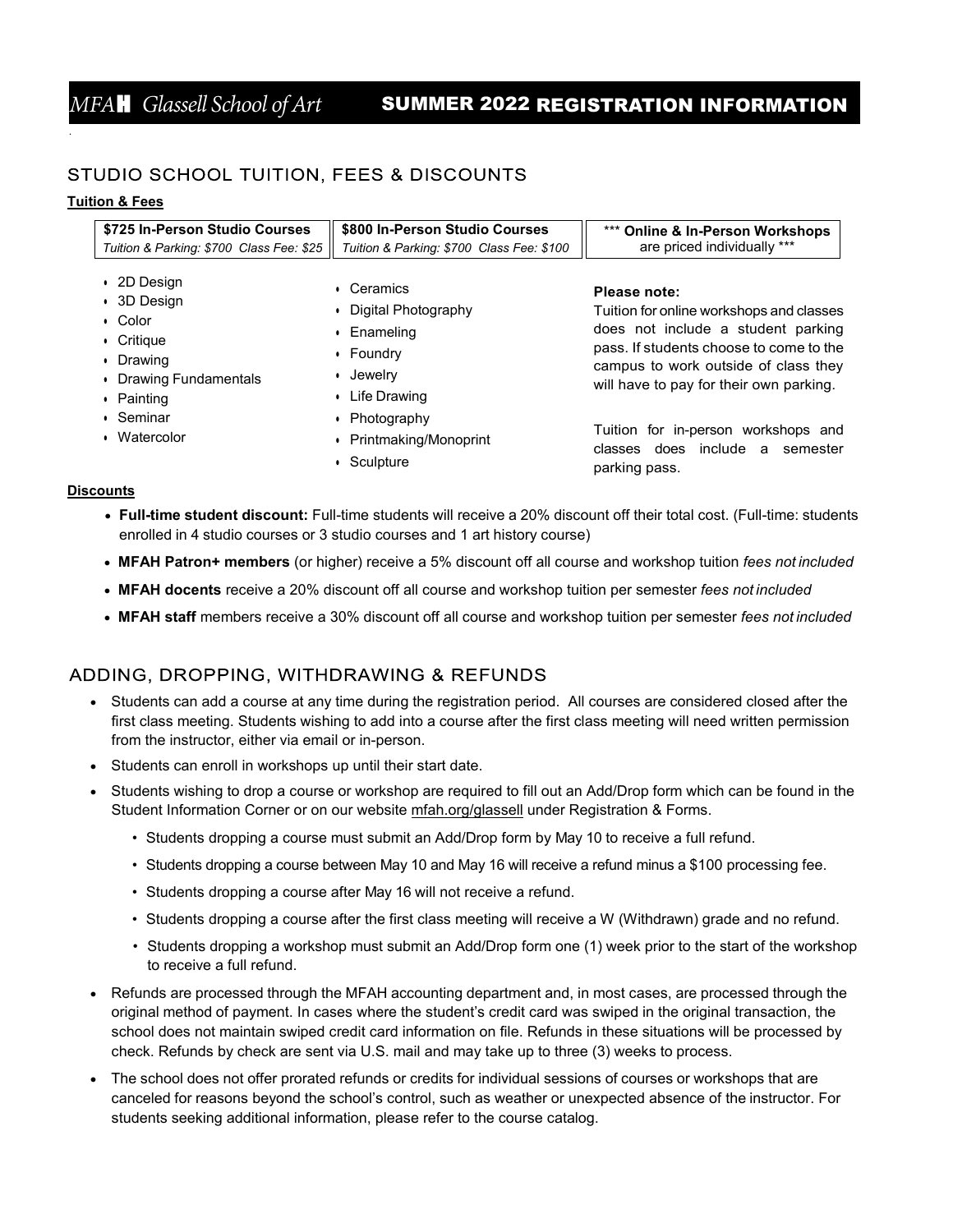# MFAH Glassell School of Art — SUMMER 2022 REGISTRATION INFORMATION

## STUDIO SCHOOL TUITION, FEES & DISCOUNTS

**Tuition & Fees**

| **$725 In-Person Studio Courses** *Tuition & Parking: $700 Class Fee: $25* | **$800 In-Person Studio Courses** *Tuition & Parking: $700 Class Fee: $100* | *** **Online & In-Person Workshops** are priced individually *** |
|---|---|---|

**$725 In-Person Studio Courses**

- 2D Design
- 3D Design
- Color
- Critique
- Drawing
- Drawing Fundamentals
- Painting
- Seminar
- Watercolor

**$800 In-Person Studio Courses**

- Ceramics
- Digital Photography
- Enameling
- Foundry
- Jewelry
- Life Drawing
- Photography
- Printmaking/Monoprint
- Sculpture

**Please note:**

Tuition for online workshops and classes does not include a student parking pass. If students choose to come to the campus to work outside of class they will have to pay for their own parking.

Tuition for in-person workshops and classes does include a semester parking pass.

**Discounts**

- **Full-time student discount:** Full-time students will receive a 20% discount off their total cost. (Full-time: students enrolled in 4 studio courses or 3 studio courses and 1 art history course)
- **MFAH Patron+ members** (or higher) receive a 5% discount off all course and workshop tuition *fees not included*
- **MFAH docents** receive a 20% discount off all course and workshop tuition per semester *fees not included*
- **MFAH staff** members receive a 30% discount off all course and workshop tuition per semester *fees not included*

## ADDING, DROPPING, WITHDRAWING & REFUNDS

- Students can add a course at any time during the registration period. All courses are considered closed after the first class meeting. Students wishing to add into a course after the first class meeting will need written permission from the instructor, either via email or in-person.
- Students can enroll in workshops up until their start date.
- Students wishing to drop a course or workshop are required to fill out an Add/Drop form which can be found in the Student Information Corner or on our website mfah.org/glassell under Registration & Forms.
  - Students dropping a course must submit an Add/Drop form by May 10 to receive a full refund.
  - Students dropping a course between May 10 and May 16 will receive a refund minus a $100 processing fee.
  - Students dropping a course after May 16 will not receive a refund.
  - Students dropping a course after the first class meeting will receive a W (Withdrawn) grade and no refund.
  - Students dropping a workshop must submit an Add/Drop form one (1) week prior to the start of the workshop to receive a full refund.
- Refunds are processed through the MFAH accounting department and, in most cases, are processed through the original method of payment. In cases where the student's credit card was swiped in the original transaction, the school does not maintain swiped credit card information on file. Refunds in these situations will be processed by check. Refunds by check are sent via U.S. mail and may take up to three (3) weeks to process.
- The school does not offer prorated refunds or credits for individual sessions of courses or workshops that are canceled for reasons beyond the school's control, such as weather or unexpected absence of the instructor. For students seeking additional information, please refer to the course catalog.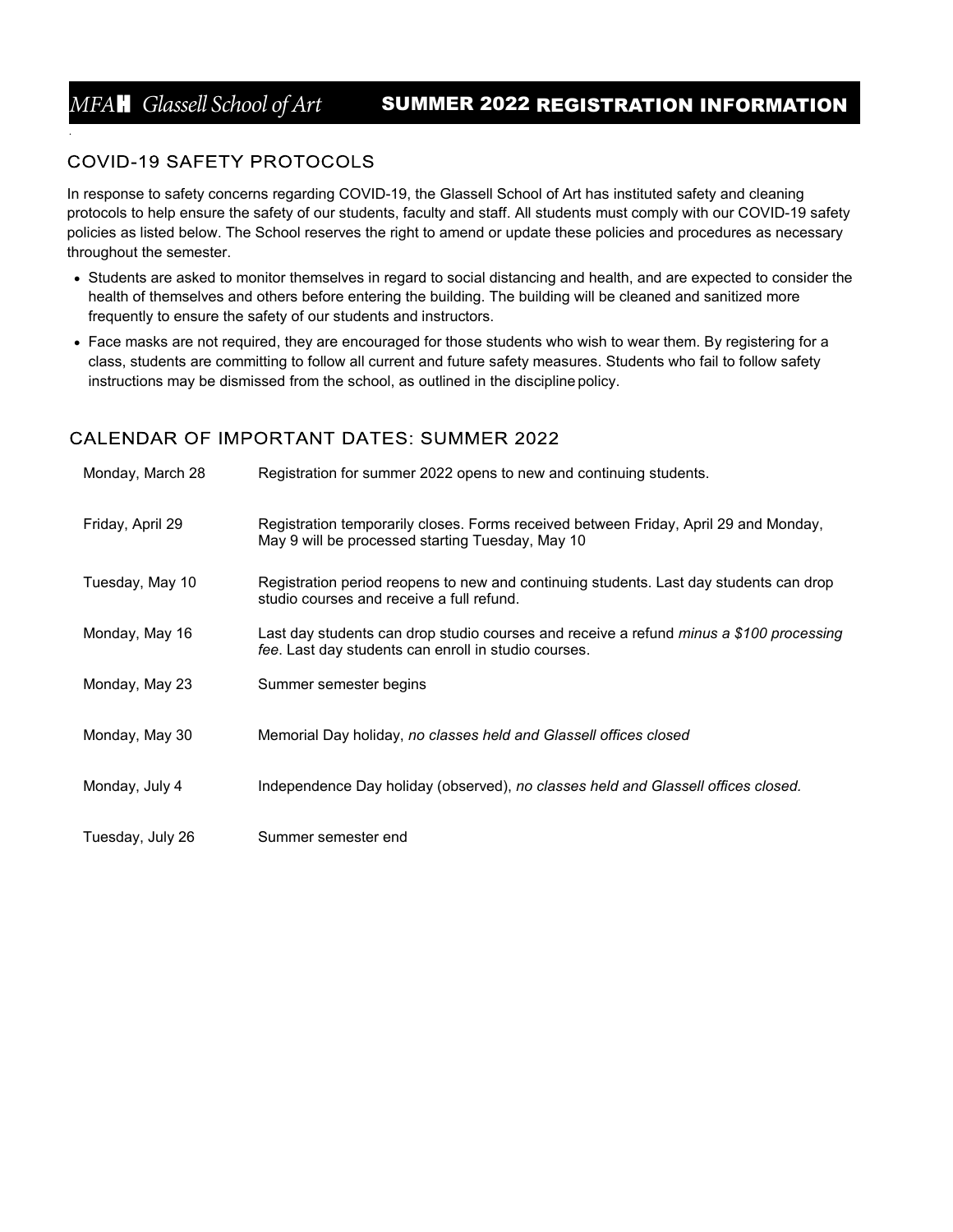# MFAH Glassell School of Art — SUMMER 2022 REGISTRATION INFORMATION

## COVID-19 SAFETY PROTOCOLS

In response to safety concerns regarding COVID-19, the Glassell School of Art has instituted safety and cleaning protocols to help ensure the safety of our students, faculty and staff. All students must comply with our COVID-19 safety policies as listed below. The School reserves the right to amend or update these policies and procedures as necessary throughout the semester.

- Students are asked to monitor themselves in regard to social distancing and health, and are expected to consider the health of themselves and others before entering the building. The building will be cleaned and sanitized more frequently to ensure the safety of our students and instructors.
- Face masks are not required, they are encouraged for those students who wish to wear them. By registering for a class, students are committing to follow all current and future safety measures. Students who fail to follow safety instructions may be dismissed from the school, as outlined in the discipline policy.

## CALENDAR OF IMPORTANT DATES: SUMMER 2022

| | |
|---|---|
| Monday, March 28 | Registration for summer 2022 opens to new and continuing students. |
| Friday, April 29 | Registration temporarily closes. Forms received between Friday, April 29 and Monday, May 9 will be processed starting Tuesday, May 10 |
| Tuesday, May 10 | Registration period reopens to new and continuing students. Last day students can drop studio courses and receive a full refund. |
| Monday, May 16 | Last day students can drop studio courses and receive a refund *minus a $100 processing fee*. Last day students can enroll in studio courses. |
| Monday, May 23 | Summer semester begins |
| Monday, May 30 | Memorial Day holiday, *no classes held and Glassell offices closed* |
| Monday, July 4 | Independence Day holiday (observed), *no classes held and Glassell offices closed.* |
| Tuesday, July 26 | Summer semester end |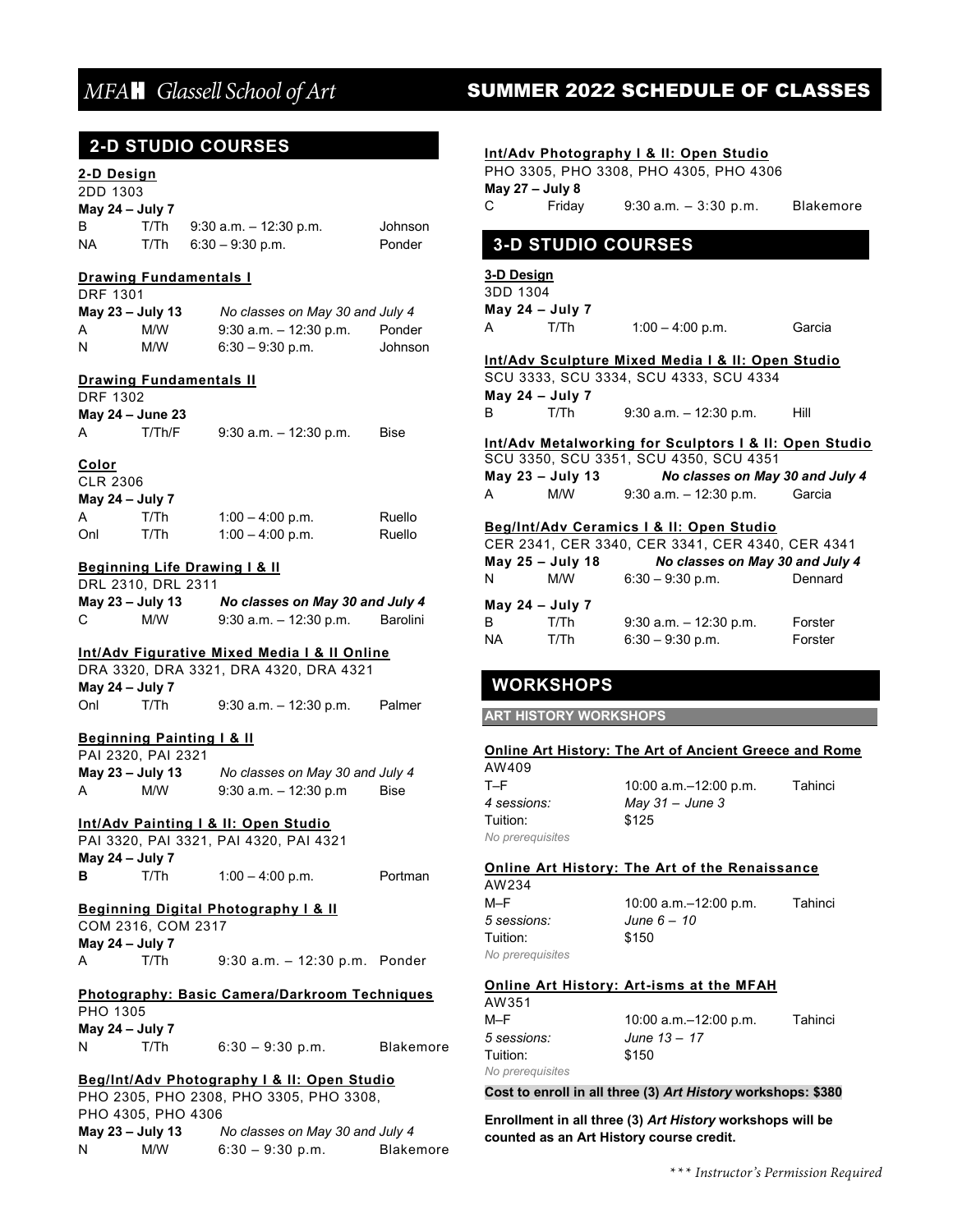# MFAH Glassell School of Art — SUMMER 2022 SCHEDULE OF CLASSES

## 2-D STUDIO COURSES

**2-D Design**
2DD 1303
**May 24 – July 7**

| | | | |
|---|---|---|---|
| B | T/Th | 9:30 a.m. – 12:30 p.m. | Johnson |
| NA | T/Th | 6:30 – 9:30 p.m. | Ponder |

**Drawing Fundamentals I**
DRF 1301
**May 23 – July 13** *No classes on May 30 and July 4*

| | | | |
|---|---|---|---|
| A | M/W | 9:30 a.m. – 12:30 p.m. | Ponder |
| N | M/W | 6:30 – 9:30 p.m. | Johnson |

**Drawing Fundamentals II**
DRF 1302
**May 24 – June 23**

| | | | |
|---|---|---|---|
| A | T/Th/F | 9:30 a.m. – 12:30 p.m. | Bise |

**Color**
CLR 2306
**May 24 – July 7**

| | | | |
|---|---|---|---|
| A | T/Th | 1:00 – 4:00 p.m. | Ruello |
| Onl | T/Th | 1:00 – 4:00 p.m. | Ruello |

**Beginning Life Drawing I & II**
DRL 2310, DRL 2311
**May 23 – July 13** ***No classes on May 30 and July 4***

| | | | |
|---|---|---|---|
| C | M/W | 9:30 a.m. – 12:30 p.m. | Barolini |

**Int/Adv Figurative Mixed Media I & II Online**
DRA 3320, DRA 3321, DRA 4320, DRA 4321
**May 24 – July 7**

| | | | |
|---|---|---|---|
| Onl | T/Th | 9:30 a.m. – 12:30 p.m. | Palmer |

**Beginning Painting I & II**
PAI 2320, PAI 2321
**May 23 – July 13** *No classes on May 30 and July 4*

| | | | |
|---|---|---|---|
| A | M/W | 9:30 a.m. – 12:30 p.m | Bise |

**Int/Adv Painting I & II: Open Studio**
PAI 3320, PAI 3321, PAI 4320, PAI 4321
**May 24 – July 7**

| | | | |
|---|---|---|---|
| **B** | T/Th | 1:00 – 4:00 p.m. | Portman |

**Beginning Digital Photography I & II**
COM 2316, COM 2317
**May 24 – July 7**

| | | | |
|---|---|---|---|
| A | T/Th | 9:30 a.m. – 12:30 p.m. | Ponder |

**Photography: Basic Camera/Darkroom Techniques**
PHO 1305
**May 24 – July 7**

| | | | |
|---|---|---|---|
| N | T/Th | 6:30 – 9:30 p.m. | Blakemore |

**Beg/Int/Adv Photography I & II: Open Studio**
PHO 2305, PHO 2308, PHO 3305, PHO 3308, PHO 4305, PHO 4306
**May 23 – July 13** *No classes on May 30 and July 4*

| | | | |
|---|---|---|---|
| N | M/W | 6:30 – 9:30 p.m. | Blakemore |

**Int/Adv Photography I & II: Open Studio**
PHO 3305, PHO 3308, PHO 4305, PHO 4306
**May 27 – July 8**

| | | | |
|---|---|---|---|
| C | Friday | 9:30 a.m. – 3:30 p.m. | Blakemore |

## 3-D STUDIO COURSES

**3-D Design**
3DD 1304
**May 24 – July 7**

| | | | |
|---|---|---|---|
| A | T/Th | 1:00 – 4:00 p.m. | Garcia |

**Int/Adv Sculpture Mixed Media I & II: Open Studio**
SCU 3333, SCU 3334, SCU 4333, SCU 4334
**May 24 – July 7**

| | | | |
|---|---|---|---|
| B | T/Th | 9:30 a.m. – 12:30 p.m. | Hill |

**Int/Adv Metalworking for Sculptors I & II: Open Studio**
SCU 3350, SCU 3351, SCU 4350, SCU 4351
**May 23 – July 13** ***No classes on May 30 and July 4***

| | | | |
|---|---|---|---|
| A | M/W | 9:30 a.m. – 12:30 p.m. | Garcia |

**Beg/Int/Adv Ceramics I & II: Open Studio**
CER 2341, CER 3340, CER 3341, CER 4340, CER 4341
**May 25 – July 18** ***No classes on May 30 and July 4***

| | | | |
|---|---|---|---|
| N | M/W | 6:30 – 9:30 p.m. | Dennard |

**May 24 – July 7**

| | | | |
|---|---|---|---|
| B | T/Th | 9:30 a.m. – 12:30 p.m. | Forster |
| NA | T/Th | 6:30 – 9:30 p.m. | Forster |

## WORKSHOPS

### ART HISTORY WORKSHOPS

**Online Art History: The Art of Ancient Greece and Rome**
AW409

| | | |
|---|---|---|
| T–F | 10:00 a.m.–12:00 p.m. | Tahinci |
| *4 sessions:* | *May 31 – June 3* | |
| Tuition: | $125 | |

*No prerequisites*

**Online Art History: The Art of the Renaissance**
AW234

| | | |
|---|---|---|
| M–F | 10:00 a.m.–12:00 p.m. | Tahinci |
| *5 sessions:* | *June 6 – 10* | |
| Tuition: | $150 | |

*No prerequisites*

**Online Art History: Art-isms at the MFAH**
AW351

| | | |
|---|---|---|
| M–F | 10:00 a.m.–12:00 p.m. | Tahinci |
| *5 sessions:* | *June 13 – 17* | |
| Tuition: | $150 | |

*No prerequisites*

**Cost to enroll in all three (3) *Art History* workshops: $380**

**Enrollment in all three (3) *Art History* workshops will be counted as an Art History course credit.**

*\*\*\* Instructor's Permission Required*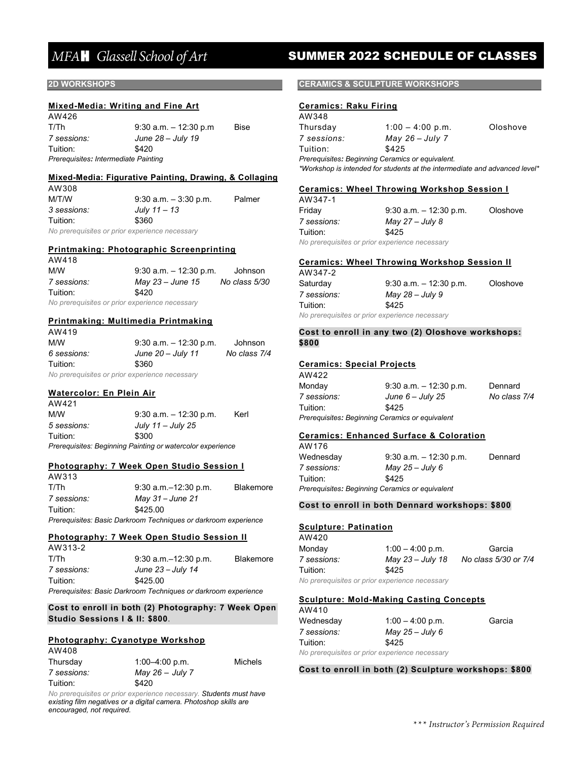# MFAH Glassell School of Art — SUMMER 2022 SCHEDULE OF CLASSES

## 2D WORKSHOPS

### Mixed-Media: Writing and Fine Art

AW426

| | | |
|---|---|---|
| T/Th | 9:30 a.m. – 12:30 p.m | Bise |
| *7 sessions:* | *June 28 – July 19* | |
| Tuition: | $420 | |

*Prerequisites: Intermediate Painting*

### Mixed-Media: Figurative Painting, Drawing, & Collaging

AW308

| | | |
|---|---|---|
| M/T/W | 9:30 a.m. – 3:30 p.m. | Palmer |
| *3 sessions:* | *July 11 – 13* | |
| Tuition: | $360 | |

*No prerequisites or prior experience necessary*

### Printmaking: Photographic Screenprinting

AW418

| | | |
|---|---|---|
| M/W | 9:30 a.m. – 12:30 p.m. | Johnson |
| *7 sessions:* | *May 23 – June 15* | *No class 5/30* |
| Tuition: | $420 | |

*No prerequisites or prior experience necessary*

### Printmaking: Multimedia Printmaking

AW419

| | | |
|---|---|---|
| M/W | 9:30 a.m. – 12:30 p.m. | Johnson |
| *6 sessions:* | *June 20 – July 11* | *No class 7/4* |
| Tuition: | $360 | |

*No prerequisites or prior experience necessary*

### Watercolor: En Plein Air

AW421

| | | |
|---|---|---|
| M/W | 9:30 a.m. – 12:30 p.m. | Kerl |
| *5 sessions:* | *July 11 – July 25* | |
| Tuition: | $300 | |

*Prerequisites: Beginning Painting or watercolor experience*

### Photography: 7 Week Open Studio Session I

AW313

| | | |
|---|---|---|
| T/Th | 9:30 a.m.–12:30 p.m. | Blakemore |
| *7 sessions:* | *May 31 – June 21* | |
| Tuition: | $425.00 | |

*Prerequisites: Basic Darkroom Techniques or darkroom experience*

### Photography: 7 Week Open Studio Session II

AW313-2

| | | |
|---|---|---|
| T/Th | 9:30 a.m.–12:30 p.m. | Blakemore |
| *7 sessions:* | *June 23 – July 14* | |
| Tuition: | $425.00 | |

*Prerequisites: Basic Darkroom Techniques or darkroom experience*

**Cost to enroll in both (2) Photography: 7 Week Open Studio Sessions I & II: $800**.

### Photography: Cyanotype Workshop

AW408

| | | |
|---|---|---|
| Thursday | 1:00–4:00 p.m. | Michels |
| *7 sessions:* | *May 26 – July 7* | |
| Tuition: | $420 | |

*No prerequisites or prior experience necessary.* ***Students must have existing film negatives or a digital camera. Photoshop skills are encouraged, not required.***

## CERAMICS & SCULPTURE WORKSHOPS

### Ceramics: Raku Firing

AW348

| | | |
|---|---|---|
| Thursday | 1:00 – 4:00 p.m. | Oloshove |
| *7 sessions:* | *May 26 – July 7* | |
| Tuition: | $425 | |

*Prerequisites: Beginning Ceramics or equivalent.*
*\*Workshop is intended for students at the intermediate and advanced level\**

### Ceramics: Wheel Throwing Workshop Session I

AW347-1

| | | |
|---|---|---|
| Friday | 9:30 a.m. – 12:30 p.m. | Oloshove |
| *7 sessions:* | *May 27 – July 8* | |
| Tuition: | $425 | |

*No prerequisites or prior experience necessary*

### Ceramics: Wheel Throwing Workshop Session II

AW347-2

| | | |
|---|---|---|
| Saturday | 9:30 a.m. – 12:30 p.m. | Oloshove |
| *7 sessions:* | *May 28 – July 9* | |
| Tuition: | $425 | |

*No prerequisites or prior experience necessary*

**Cost to enroll in any two (2) Oloshove workshops: $800**

### Ceramics: Special Projects

AW422

| | | |
|---|---|---|
| Monday | 9:30 a.m. – 12:30 p.m. | Dennard |
| *7 sessions:* | *June 6 – July 25* | *No class 7/4* |
| Tuition: | $425 | |

*Prerequisites: Beginning Ceramics or equivalent*

### Ceramics: Enhanced Surface & Coloration

AW176

| | | |
|---|---|---|
| Wednesday | 9:30 a.m. – 12:30 p.m. | Dennard |
| *7 sessions:* | *May 25 – July 6* | |
| Tuition: | $425 | |

*Prerequisites: Beginning Ceramics or equivalent*

**Cost to enroll in both Dennard workshops: $800**

### Sculpture: Patination

AW420

| | | |
|---|---|---|
| Monday | 1:00 – 4:00 p.m. | Garcia |
| *7 sessions:* | *May 23 – July 18* | *No class 5/30 or 7/4* |
| Tuition: | $425 | |

*No prerequisites or prior experience necessary*

### Sculpture: Mold-Making Casting Concepts

AW410

| | | |
|---|---|---|
| Wednesday | 1:00 – 4:00 p.m. | Garcia |
| *7 sessions:* | *May 25 – July 6* | |
| Tuition: | $425 | |

*No prerequisites or prior experience necessary*

**Cost to enroll in both (2) Sculpture workshops: $800**

*\*\*\* Instructor's Permission Required*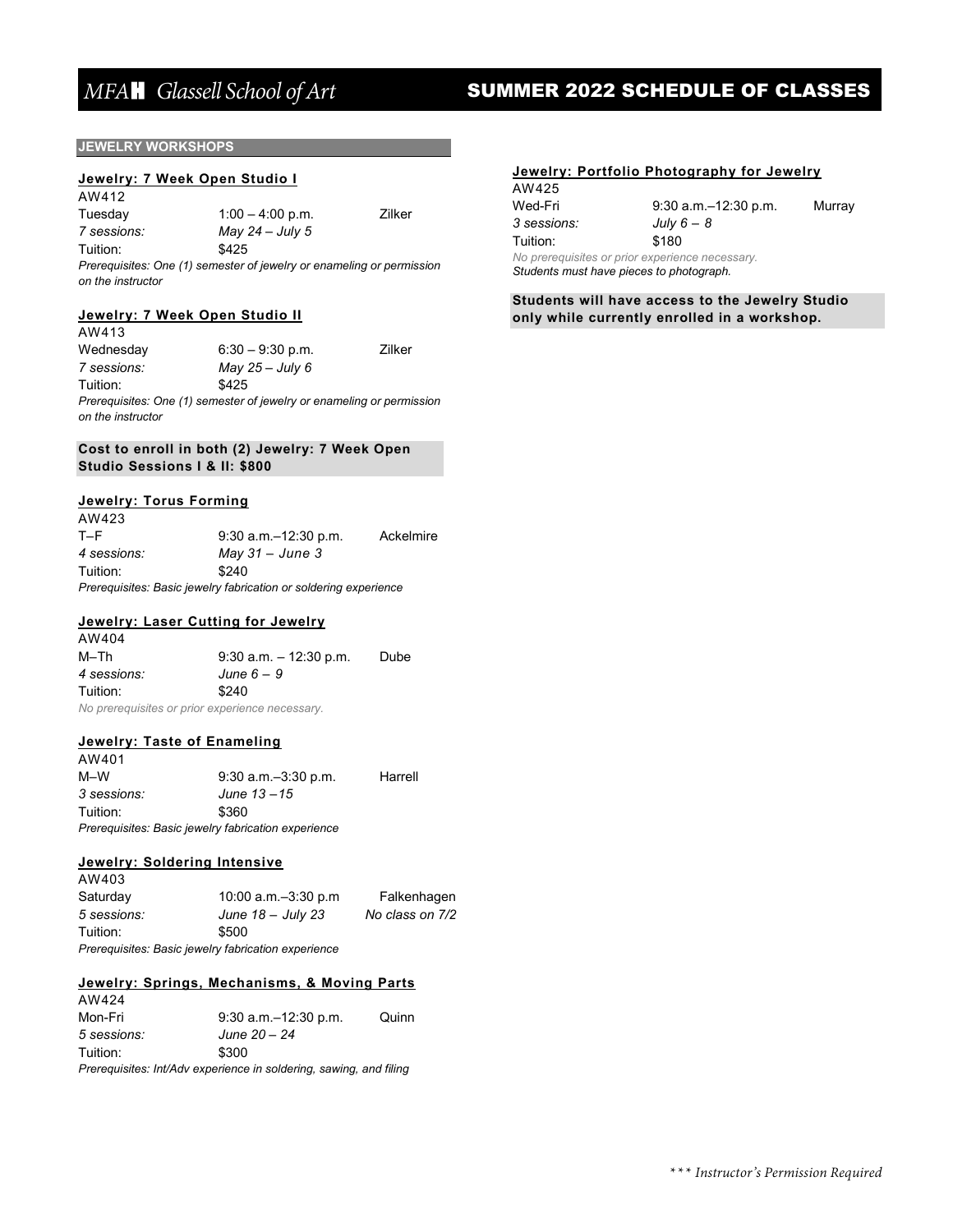## JEWELRY WORKSHOPS

**Jewelry: 7 Week Open Studio I**

AW412

| | | |
|---|---|---|
| Tuesday | 1:00 – 4:00 p.m. | Zilker |
| *7 sessions:* | *May 24 – July 5* | |
| Tuition: | $425 | |

*Prerequisites: One (1) semester of jewelry or enameling or permission on the instructor*

**Jewelry: 7 Week Open Studio II**

AW413

| | | |
|---|---|---|
| Wednesday | 6:30 – 9:30 p.m. | Zilker |
| *7 sessions:* | *May 25 – July 6* | |
| Tuition: | $425 | |

*Prerequisites: One (1) semester of jewelry or enameling or permission on the instructor*

**Cost to enroll in both (2) Jewelry: 7 Week Open Studio Sessions I & II: $800**

**Jewelry: Torus Forming**

AW423

| | | |
|---|---|---|
| T–F | 9:30 a.m.–12:30 p.m. | Ackelmire |
| *4 sessions:* | *May 31 – June 3* | |
| Tuition: | $240 | |

*Prerequisites: Basic jewelry fabrication or soldering experience*

**Jewelry: Laser Cutting for Jewelry**

AW404

| | | |
|---|---|---|
| M–Th | 9:30 a.m. – 12:30 p.m. | Dube |
| *4 sessions:* | *June 6 – 9* | |
| Tuition: | $240 | |

*No prerequisites or prior experience necessary.*

**Jewelry: Taste of Enameling**

AW401

| | | |
|---|---|---|
| M–W | 9:30 a.m.–3:30 p.m. | Harrell |
| *3 sessions:* | *June 13 –15* | |
| Tuition: | $360 | |

*Prerequisites: Basic jewelry fabrication experience*

**Jewelry: Soldering Intensive**

AW403

| | | |
|---|---|---|
| Saturday | 10:00 a.m.–3:30 p.m | Falkenhagen |
| *5 sessions:* | *June 18 – July 23* | *No class on 7/2* |
| Tuition: | $500 | |

*Prerequisites: Basic jewelry fabrication experience*

**Jewelry: Springs, Mechanisms, & Moving Parts**

AW424

| | | |
|---|---|---|
| Mon-Fri | 9:30 a.m.–12:30 p.m. | Quinn |
| *5 sessions:* | *June 20 – 24* | |
| Tuition: | $300 | |

*Prerequisites: Int/Adv experience in soldering, sawing, and filing*

**Jewelry: Portfolio Photography for Jewelry**

AW425

| | | |
|---|---|---|
| Wed-Fri | 9:30 a.m.–12:30 p.m. | Murray |
| *3 sessions:* | *July 6 – 8* | |
| Tuition: | $180 | |

*No prerequisites or prior experience necessary.*
*Students must have pieces to photograph.*

**Students will have access to the Jewelry Studio only while currently enrolled in a workshop.**

*\*\*\* Instructor's Permission Required*